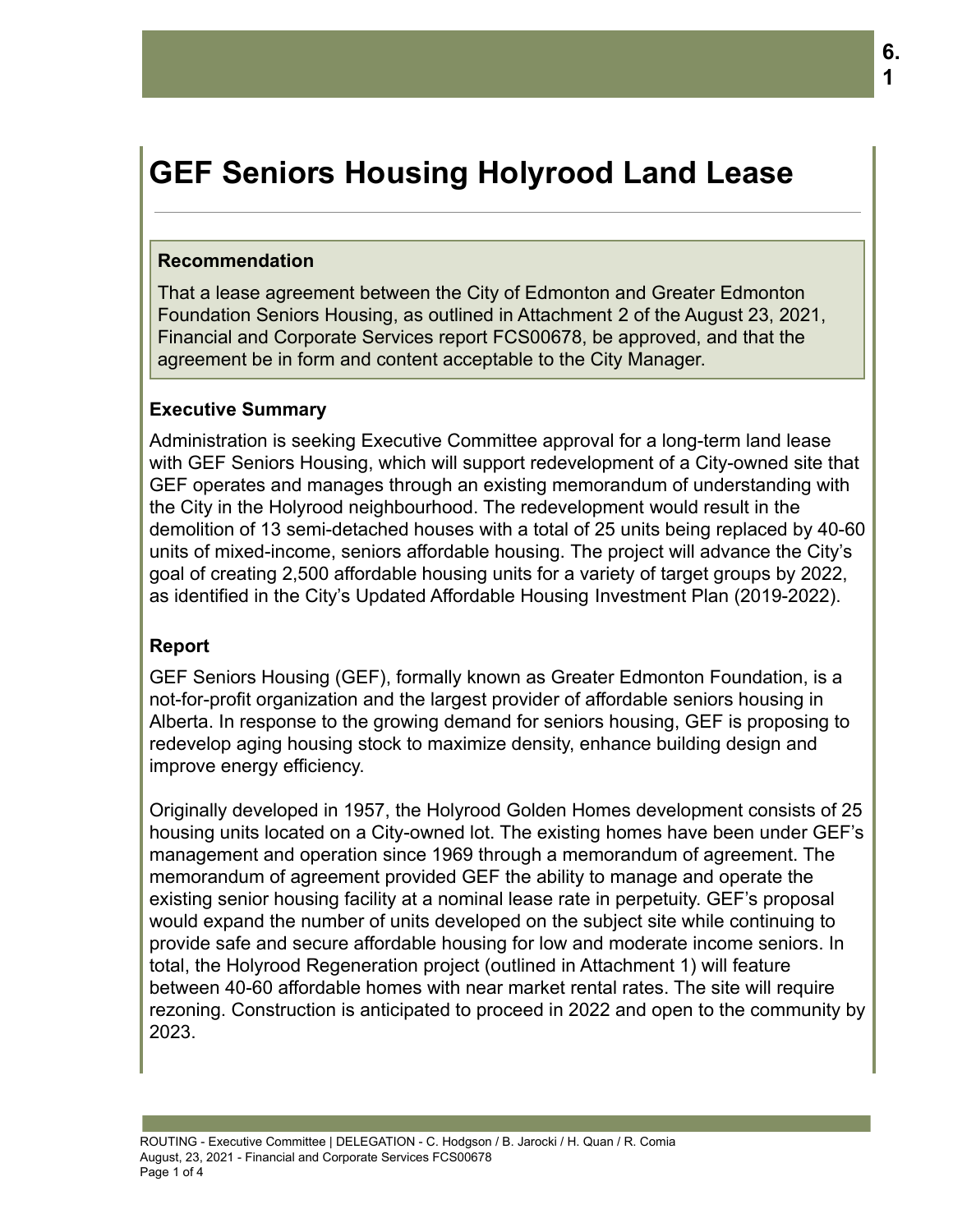# GEF Seniors Housing Holyrood Land Lease

## Recommendation

That a lease agreement between the City of Edmonton and Greater Edmonton Foundation Seniors Housing, as outlined in Attachment 2 of the August 23, 2021, Financial and Corporate Services report FCS00678, be approved, and that the agreement be in form and content acceptable to the City Manager.

## Executive Summary

Administration is seeking Executive Committee approval for a long-term land lease with GEF Seniors Housing, which will support redevelopment of a City-owned site that GEF operates and manages through an existing memorandum of understanding with the City in the Holyrood neighbourhood. The redevelopment would result in the demolition of 13 semi-detached houses with a total of 25 units being replaced by 40-60 units of mixed-income, seniors affordable housing. The project will advance the City's goal of creating 2,500 affordable housing units for a variety of target groups by 2022, as identified in the City's Updated Affordable Housing Investment Plan (2019-2022).

## Report

GEF Seniors Housing (GEF), formally known as Greater Edmonton Foundation, is a not-for-profit organization and the largest provider of affordable seniors housing in Alberta. In response to the growing demand for seniors housing, GEF is proposing to redevelop aging housing stock to maximize density, enhance building design and improve energy efficiency.

Originally developed in 1957, the Holyrood Golden Homes development consists of 25 housing units located on a City-owned lot. The existing homes have been under GEF's management and operation since 1969 through a memorandum of agreement. The memorandum of agreement provided GEF the ability to manage and operate the existing senior housing facility at a nominal lease rate in perpetuity. GEF's proposal would expand the number of units developed on the subject site while continuing to provide safe and secure affordable housing for low and moderate income seniors. In total, the Holyrood Regeneration project (outlined in Attachment 1) will feature between 40-60 affordable homes with near market rental rates. The site will require rezoning. Construction is anticipated to proceed in 2022 and open to the community by 2023.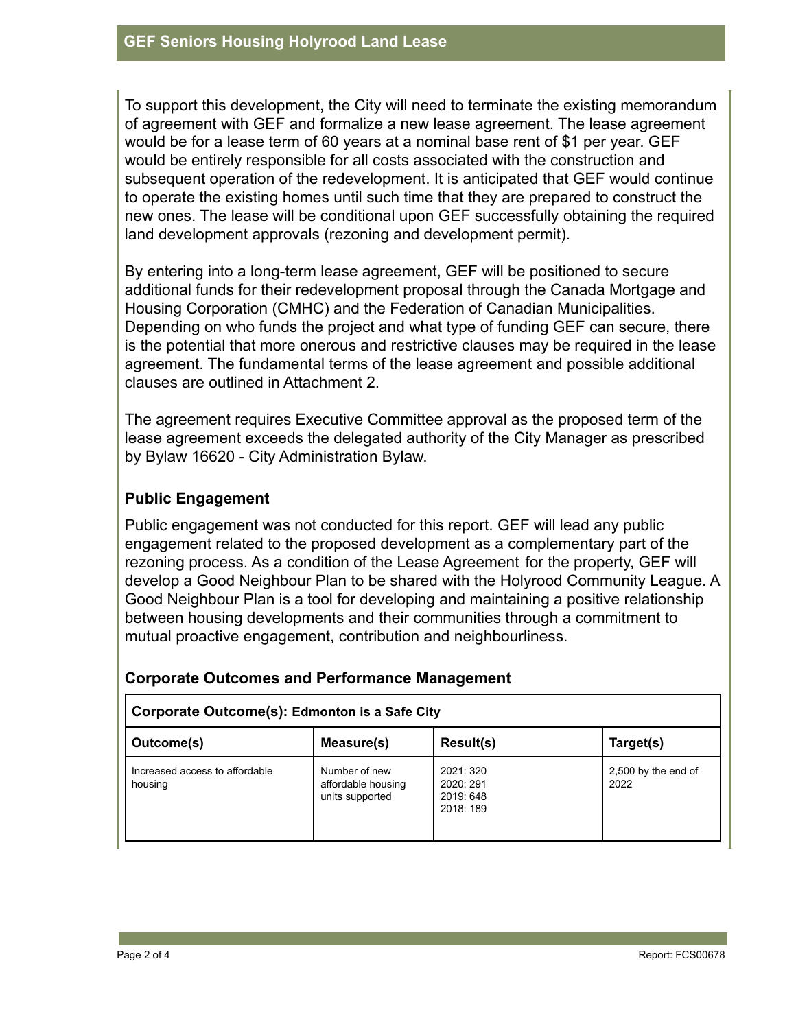To support this development, the City will need to terminate the existing memorandum of agreement with GEF and formalize a new lease agreement. The lease agreement would be for a lease term of 60 years at a nominal base rent of $1 per year. GEF would be entirely responsible for all costs associated with the construction and subsequent operation of the redevelopment. It is anticipated that GEF would continue to operate the existing homes until such time that they are prepared to construct the new ones. The lease will be conditional upon GEF successfully obtaining the required land development approvals (rezoning and development permit).

By entering into a long-term lease agreement, GEF will be positioned to secure additional funds for their redevelopment proposal through the Canada Mortgage and Housing Corporation (CMHC) and the Federation of Canadian Municipalities. Depending on who funds the project and what type of funding GEF can secure, there is the potential that more onerous and restrictive clauses may be required in the lease agreement. The fundamental terms of the lease agreement and possible additional clauses are outlined in Attachment 2.

The agreement requires Executive Committee approval as the proposed term of the lease agreement exceeds the delegated authority of the City Manager as prescribed by Bylaw 16620 - City Administration Bylaw.

## Public Engagement

Public engagement was not conducted for this report. GEF will lead any public engagement related to the proposed development as a complementary part of the rezoning process. As a condition of the Lease Agreement for the property, GEF will develop a Good Neighbour Plan to be shared with the Holyrood Community League. A Good Neighbour Plan is a tool for developing and maintaining a positive relationship between housing developments and their communities through a commitment to mutual proactive engagement, contribution and neighbourliness.

## Corporate Outcomes and Performance Management

| **Corporate Outcome(s):** Edmonton is a Safe City | | | |
|---|---|---|---|
| **Outcome(s)** | **Measure(s)** | **Result(s)** | **Target(s)** |
| Increased access to affordable housing | Number of new affordable housing units supported | 2021: 320<br>2020: 291<br>2019: 648<br>2018: 189 | 2,500 by the end of 2022 |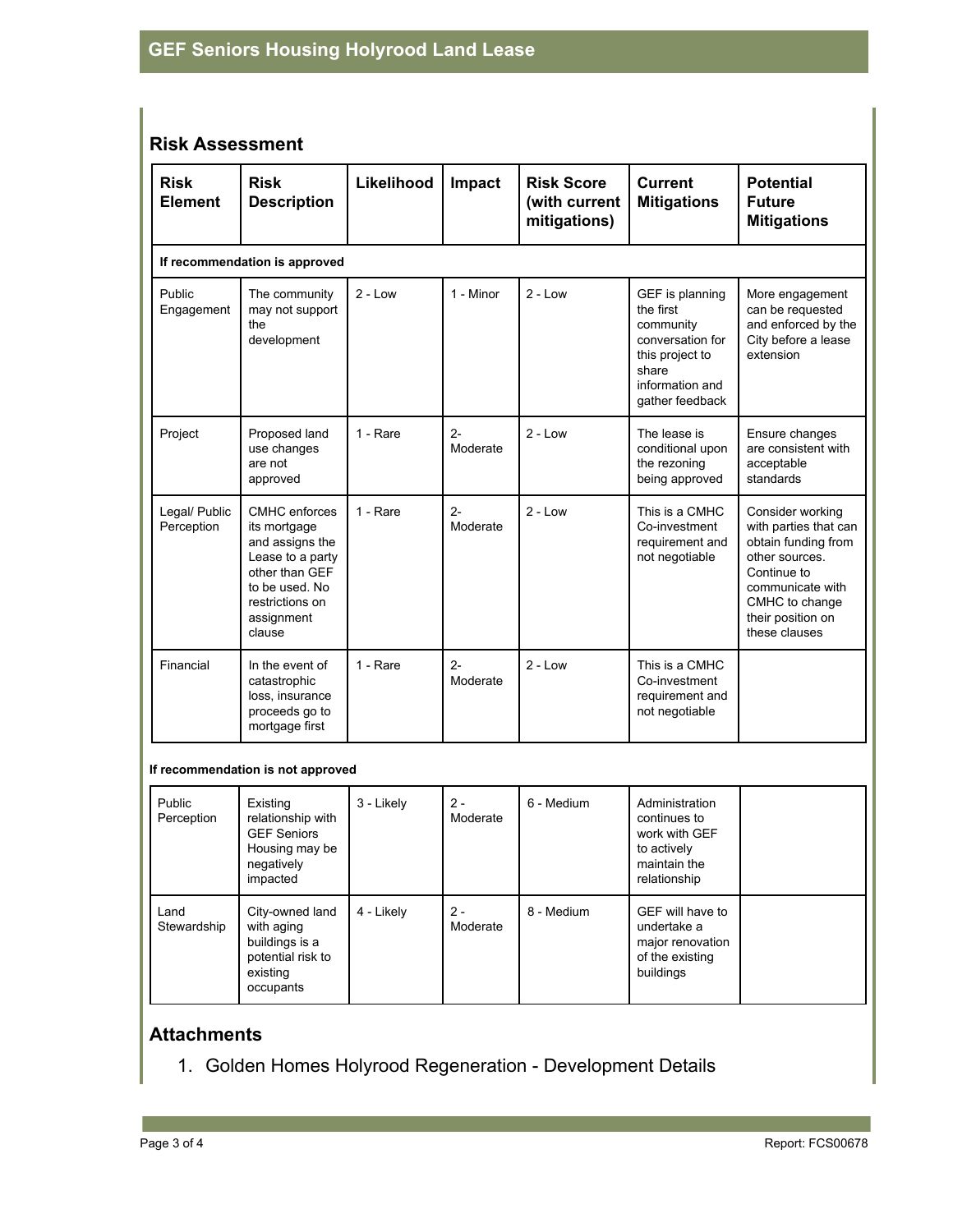## Risk Assessment

| Risk Element | Risk Description | Likelihood | Impact | Risk Score (with current mitigations) | Current Mitigations | Potential Future Mitigations |
|---|---|---|---|---|---|---|
| **If recommendation is approved** | | | | | | |
| Public Engagement | The community may not support the development | 2 - Low | 1 - Minor | 2 - Low | GEF is planning the first community conversation for this project to share information and gather feedback | More engagement can be requested and enforced by the City before a lease extension |
| Project | Proposed land use changes are not approved | 1 - Rare | 2- Moderate | 2 - Low | The lease is conditional upon the rezoning being approved | Ensure changes are consistent with acceptable standards |
| Legal/ Public Perception | CMHC enforces its mortgage and assigns the Lease to a party other than GEF to be used. No restrictions on assignment clause | 1 - Rare | 2- Moderate | 2 - Low | This is a CMHC Co-investment requirement and not negotiable | Consider working with parties that can obtain funding from other sources. Continue to communicate with CMHC to change their position on these clauses |
| Financial | In the event of catastrophic loss, insurance proceeds go to mortgage first | 1 - Rare | 2- Moderate | 2 - Low | This is a CMHC Co-investment requirement and not negotiable | |
| **If recommendation is not approved** | | | | | | |
| Public Perception | Existing relationship with GEF Seniors Housing may be negatively impacted | 3 - Likely | 2 - Moderate | 6 - Medium | Administration continues to work with GEF to actively maintain the relationship | |
| Land Stewardship | City-owned land with aging buildings is a potential risk to existing occupants | 4 - Likely | 2 - Moderate | 8 - Medium | GEF will have to undertake a major renovation of the existing buildings | |

## Attachments

1. Golden Homes Holyrood Regeneration - Development Details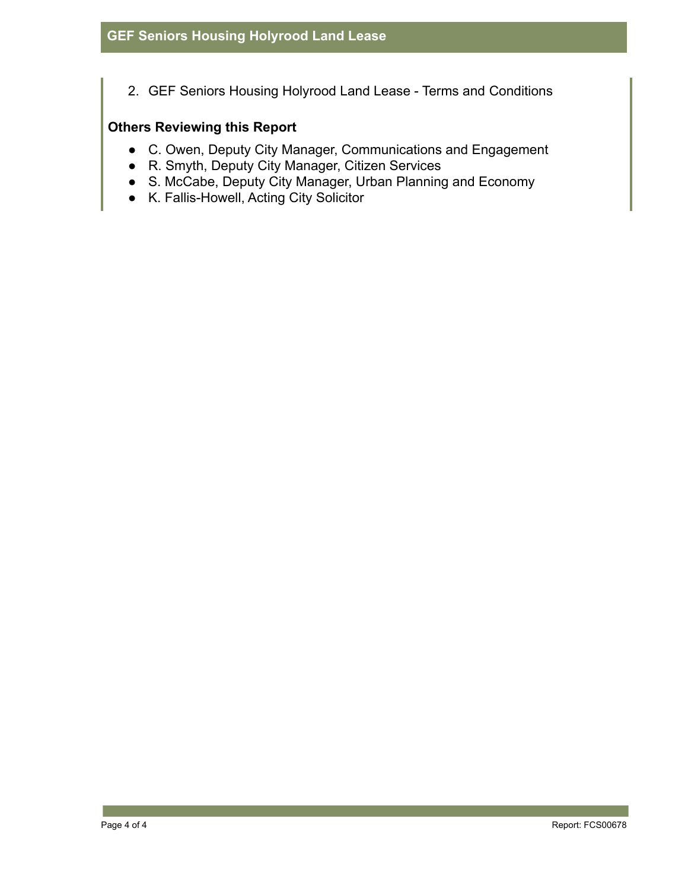2. GEF Seniors Housing Holyrood Land Lease - Terms and Conditions

**Others Reviewing this Report**

- C. Owen, Deputy City Manager, Communications and Engagement
- R. Smyth, Deputy City Manager, Citizen Services
- S. McCabe, Deputy City Manager, Urban Planning and Economy
- K. Fallis-Howell, Acting City Solicitor